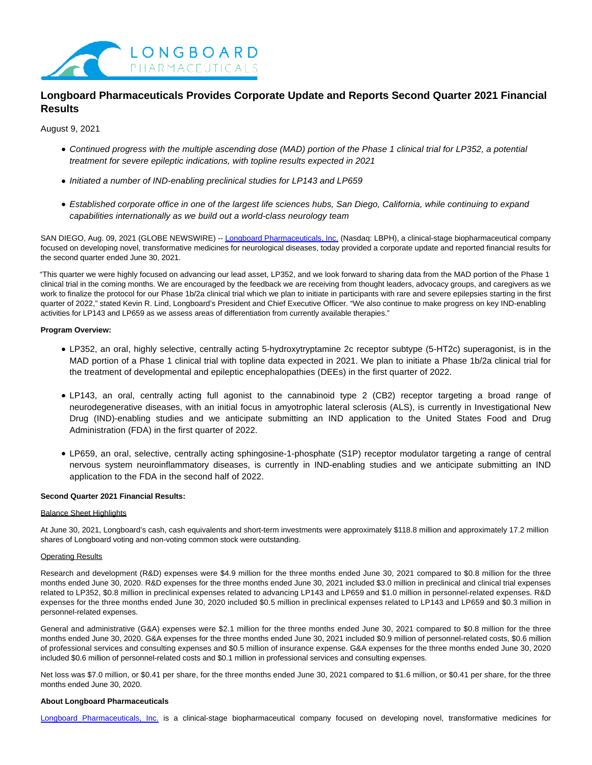# Longboard Pharmaceuticals Provides Corporate Update and Reports Second Quarter 2021 Financial Results

August 9, 2021

- *Continued progress with the multiple ascending dose (MAD) portion of the Phase 1 clinical trial for LP352, a potential treatment for severe epileptic indications, with topline results expected in 2021*
- *Initiated a number of IND-enabling preclinical studies for LP143 and LP659*
- *Established corporate office in one of the largest life sciences hubs, San Diego, California, while continuing to expand capabilities internationally as we build out a world-class neurology team*

SAN DIEGO, Aug. 09, 2021 (GLOBE NEWSWIRE) -- Longboard Pharmaceuticals, Inc. (Nasdaq: LBPH), a clinical-stage biopharmaceutical company focused on developing novel, transformative medicines for neurological diseases, today provided a corporate update and reported financial results for the second quarter ended June 30, 2021.

"This quarter we were highly focused on advancing our lead asset, LP352, and we look forward to sharing data from the MAD portion of the Phase 1 clinical trial in the coming months. We are encouraged by the feedback we are receiving from thought leaders, advocacy groups, and caregivers as we work to finalize the protocol for our Phase 1b/2a clinical trial which we plan to initiate in participants with rare and severe epilepsies starting in the first quarter of 2022," stated Kevin R. Lind, Longboard's President and Chief Executive Officer. "We also continue to make progress on key IND-enabling activities for LP143 and LP659 as we assess areas of differentiation from currently available therapies."

**Program Overview:**

- LP352, an oral, highly selective, centrally acting 5-hydroxytryptamine 2c receptor subtype (5-HT2c) superagonist, is in the MAD portion of a Phase 1 clinical trial with topline data expected in 2021. We plan to initiate a Phase 1b/2a clinical trial for the treatment of developmental and epileptic encephalopathies (DEEs) in the first quarter of 2022.
- LP143, an oral, centrally acting full agonist to the cannabinoid type 2 (CB2) receptor targeting a broad range of neurodegenerative diseases, with an initial focus in amyotrophic lateral sclerosis (ALS), is currently in Investigational New Drug (IND)-enabling studies and we anticipate submitting an IND application to the United States Food and Drug Administration (FDA) in the first quarter of 2022.
- LP659, an oral, selective, centrally acting sphingosine-1-phosphate (S1P) receptor modulator targeting a range of central nervous system neuroinflammatory diseases, is currently in IND-enabling studies and we anticipate submitting an IND application to the FDA in the second half of 2022.

**Second Quarter 2021 Financial Results:**

Balance Sheet Highlights

At June 30, 2021, Longboard's cash, cash equivalents and short-term investments were approximately $118.8 million and approximately 17.2 million shares of Longboard voting and non-voting common stock were outstanding.

Operating Results

Research and development (R&D) expenses were $4.9 million for the three months ended June 30, 2021 compared to $0.8 million for the three months ended June 30, 2020. R&D expenses for the three months ended June 30, 2021 included $3.0 million in preclinical and clinical trial expenses related to LP352, $0.8 million in preclinical expenses related to advancing LP143 and LP659 and $1.0 million in personnel-related expenses. R&D expenses for the three months ended June 30, 2020 included $0.5 million in preclinical expenses related to LP143 and LP659 and $0.3 million in personnel-related expenses.

General and administrative (G&A) expenses were $2.1 million for the three months ended June 30, 2021 compared to $0.8 million for the three months ended June 30, 2020. G&A expenses for the three months ended June 30, 2021 included $0.9 million of personnel-related costs, $0.6 million of professional services and consulting expenses and $0.5 million of insurance expense. G&A expenses for the three months ended June 30, 2020 included $0.6 million of personnel-related costs and $0.1 million in professional services and consulting expenses.

Net loss was $7.0 million, or $0.41 per share, for the three months ended June 30, 2021 compared to $1.6 million, or $0.41 per share, for the three months ended June 30, 2020.

**About Longboard Pharmaceuticals**

Longboard Pharmaceuticals, Inc. is a clinical-stage biopharmaceutical company focused on developing novel, transformative medicines for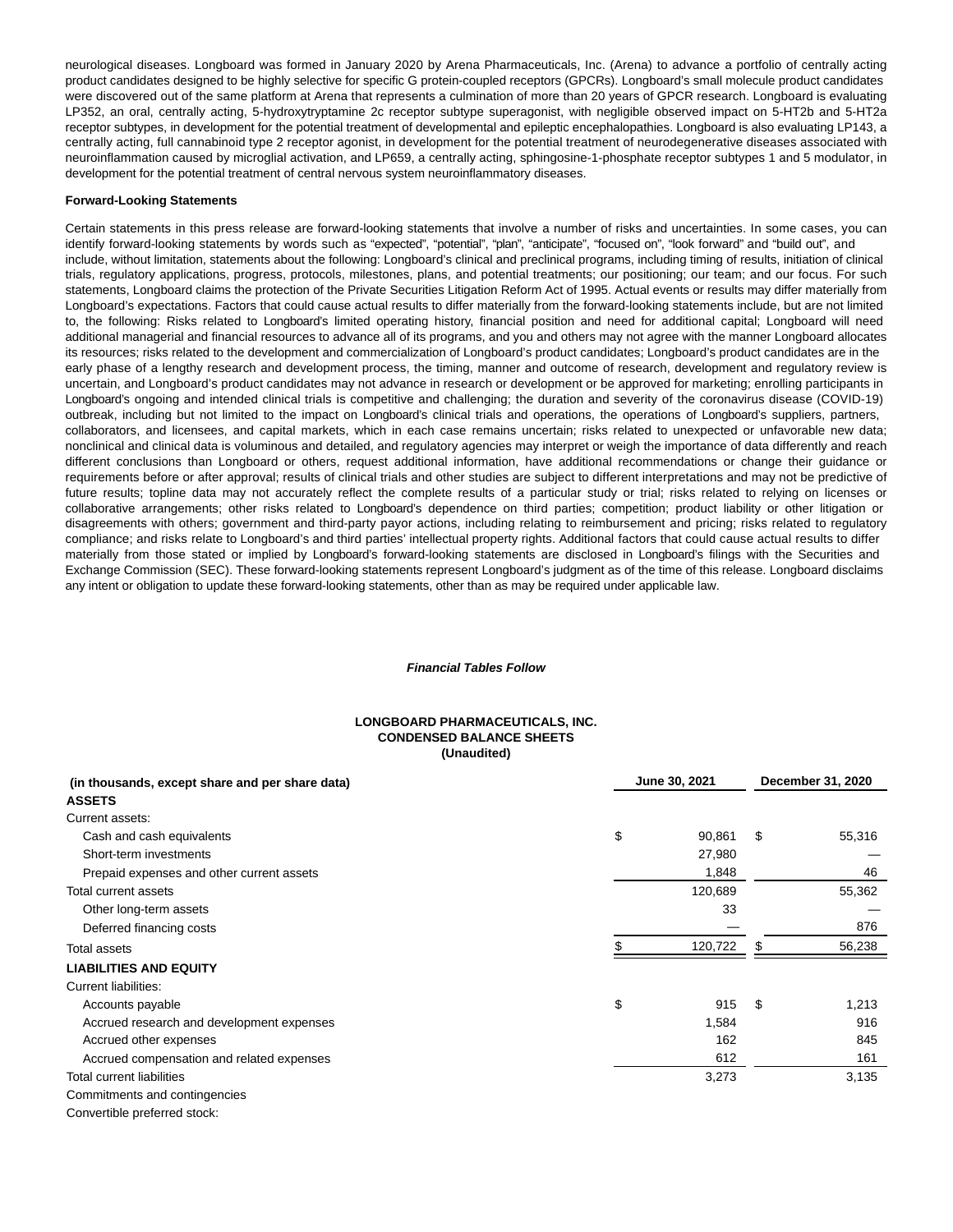neurological diseases. Longboard was formed in January 2020 by Arena Pharmaceuticals, Inc. (Arena) to advance a portfolio of centrally acting product candidates designed to be highly selective for specific G protein-coupled receptors (GPCRs). Longboard's small molecule product candidates were discovered out of the same platform at Arena that represents a culmination of more than 20 years of GPCR research. Longboard is evaluating LP352, an oral, centrally acting, 5-hydroxytryptamine 2c receptor subtype superagonist, with negligible observed impact on 5-HT2b and 5-HT2a receptor subtypes, in development for the potential treatment of developmental and epileptic encephalopathies. Longboard is also evaluating LP143, a centrally acting, full cannabinoid type 2 receptor agonist, in development for the potential treatment of neurodegenerative diseases associated with neuroinflammation caused by microglial activation, and LP659, a centrally acting, sphingosine-1-phosphate receptor subtypes 1 and 5 modulator, in development for the potential treatment of central nervous system neuroinflammatory diseases.

**Forward-Looking Statements**

Certain statements in this press release are forward-looking statements that involve a number of risks and uncertainties. In some cases, you can identify forward-looking statements by words such as “expected”, “potential”, “plan”, “anticipate”, “focused on”, “look forward” and “build out”, and include, without limitation, statements about the following: Longboard’s clinical and preclinical programs, including timing of results, initiation of clinical trials, regulatory applications, progress, protocols, milestones, plans, and potential treatments; our positioning; our team; and our focus. For such statements, Longboard claims the protection of the Private Securities Litigation Reform Act of 1995. Actual events or results may differ materially from Longboard’s expectations. Factors that could cause actual results to differ materially from the forward-looking statements include, but are not limited to, the following: Risks related to Longboard's limited operating history, financial position and need for additional capital; Longboard will need additional managerial and financial resources to advance all of its programs, and you and others may not agree with the manner Longboard allocates its resources; risks related to the development and commercialization of Longboard’s product candidates; Longboard’s product candidates are in the early phase of a lengthy research and development process, the timing, manner and outcome of research, development and regulatory review is uncertain, and Longboard’s product candidates may not advance in research or development or be approved for marketing; enrolling participants in Longboard's ongoing and intended clinical trials is competitive and challenging; the duration and severity of the coronavirus disease (COVID-19) outbreak, including but not limited to the impact on Longboard's clinical trials and operations, the operations of Longboard's suppliers, partners, collaborators, and licensees, and capital markets, which in each case remains uncertain; risks related to unexpected or unfavorable new data; nonclinical and clinical data is voluminous and detailed, and regulatory agencies may interpret or weigh the importance of data differently and reach different conclusions than Longboard or others, request additional information, have additional recommendations or change their guidance or requirements before or after approval; results of clinical trials and other studies are subject to different interpretations and may not be predictive of future results; topline data may not accurately reflect the complete results of a particular study or trial; risks related to relying on licenses or collaborative arrangements; other risks related to Longboard's dependence on third parties; competition; product liability or other litigation or disagreements with others; government and third-party payor actions, including relating to reimbursement and pricing; risks related to regulatory compliance; and risks relate to Longboard’s and third parties’ intellectual property rights. Additional factors that could cause actual results to differ materially from those stated or implied by Longboard's forward-looking statements are disclosed in Longboard's filings with the Securities and Exchange Commission (SEC). These forward-looking statements represent Longboard’s judgment as of the time of this release. Longboard disclaims any intent or obligation to update these forward-looking statements, other than as may be required under applicable law.

***Financial Tables Follow***

**LONGBOARD PHARMACEUTICALS, INC.**
**CONDENSED BALANCE SHEETS**
**(Unaudited)**

| (in thousands, except share and per share data) | June 30, 2021 | December 31, 2020 |
|---|---|---|
| **ASSETS** | | |
| Current assets: | | |
| Cash and cash equivalents | $ 90,861 | $ 55,316 |
| Short-term investments | 27,980 | — |
| Prepaid expenses and other current assets | 1,848 | 46 |
| Total current assets | 120,689 | 55,362 |
| Other long-term assets | 33 | — |
| Deferred financing costs | — | 876 |
| Total assets | $ 120,722 | $ 56,238 |
| **LIABILITIES AND EQUITY** | | |
| Current liabilities: | | |
| Accounts payable | $ 915 | $ 1,213 |
| Accrued research and development expenses | 1,584 | 916 |
| Accrued other expenses | 162 | 845 |
| Accrued compensation and related expenses | 612 | 161 |
| Total current liabilities | 3,273 | 3,135 |
| Commitments and contingencies | | |
| Convertible preferred stock: | | |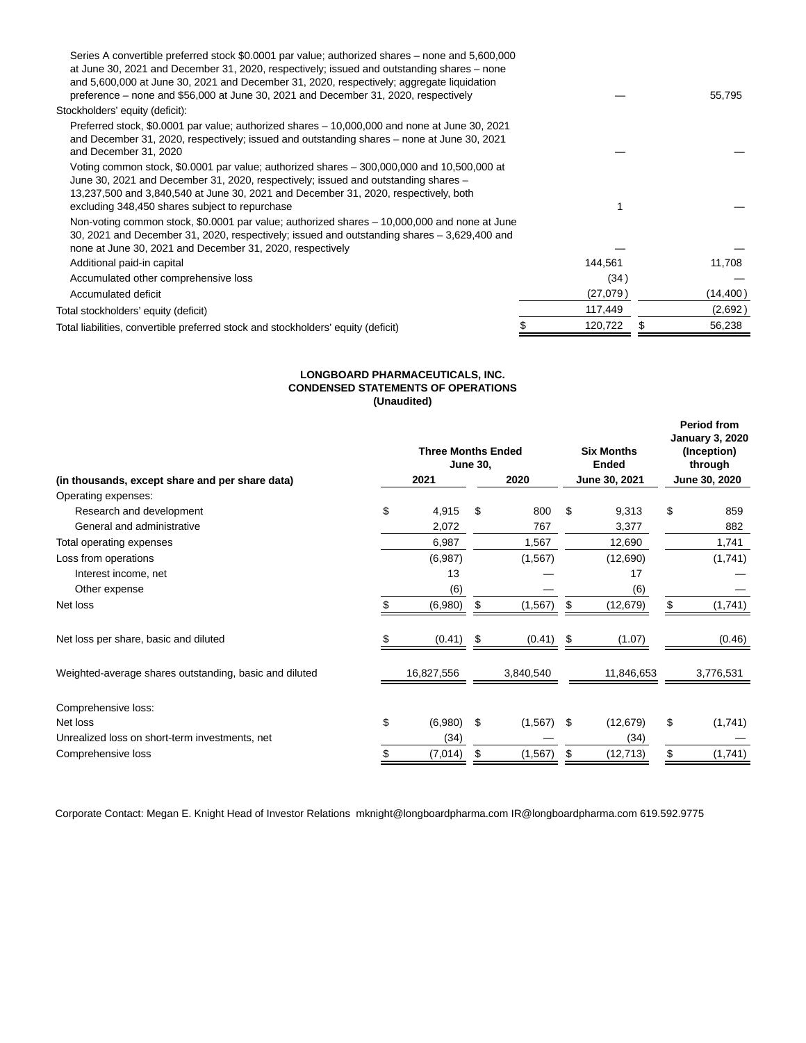| | | |
|---|---|---|
| Series A convertible preferred stock $0.0001 par value; authorized shares – none and 5,600,000 at June 30, 2021 and December 31, 2020, respectively; issued and outstanding shares – none and 5,600,000 at June 30, 2021 and December 31, 2020, respectively; aggregate liquidation preference – none and $56,000 at June 30, 2021 and December 31, 2020, respectively | — | 55,795 |
| Stockholders' equity (deficit): | | |
| Preferred stock, $0.0001 par value; authorized shares – 10,000,000 and none at June 30, 2021 and December 31, 2020, respectively; issued and outstanding shares – none at June 30, 2021 and December 31, 2020 | — | — |
| Voting common stock, $0.0001 par value; authorized shares – 300,000,000 and 10,500,000 at June 30, 2021 and December 31, 2020, respectively; issued and outstanding shares – 13,237,500 and 3,840,540 at June 30, 2021 and December 31, 2020, respectively, both excluding 348,450 shares subject to repurchase | 1 | — |
| Non-voting common stock, $0.0001 par value; authorized shares – 10,000,000 and none at June 30, 2021 and December 31, 2020, respectively; issued and outstanding shares – 3,629,400 and none at June 30, 2021 and December 31, 2020, respectively | — | — |
| Additional paid-in capital | 144,561 | 11,708 |
| Accumulated other comprehensive loss | (34) | — |
| Accumulated deficit | (27,079) | (14,400) |
| Total stockholders' equity (deficit) | 117,449 | (2,692) |
| Total liabilities, convertible preferred stock and stockholders' equity (deficit) | $ 120,722 | $ 56,238 |

**LONGBOARD PHARMACEUTICALS, INC.**
**CONDENSED STATEMENTS OF OPERATIONS**
**(Unaudited)**

| (in thousands, except share and per share data) | Three Months Ended June 30, 2021 | Three Months Ended June 30, 2020 | Six Months Ended June 30, 2021 | Period from January 3, 2020 (Inception) through June 30, 2020 |
|---|---|---|---|---|
| Operating expenses: | | | | |
| Research and development | $ 4,915 | $ 800 | $ 9,313 | $ 859 |
| General and administrative | 2,072 | 767 | 3,377 | 882 |
| Total operating expenses | 6,987 | 1,567 | 12,690 | 1,741 |
| Loss from operations | (6,987) | (1,567) | (12,690) | (1,741) |
| Interest income, net | 13 | — | 17 | — |
| Other expense | (6) | — | (6) | — |
| Net loss | $ (6,980) | $ (1,567) | $ (12,679) | $ (1,741) |
| Net loss per share, basic and diluted | $ (0.41) | $ (0.41) | $ (1.07) | (0.46) |
| Weighted-average shares outstanding, basic and diluted | 16,827,556 | 3,840,540 | 11,846,653 | 3,776,531 |
| Comprehensive loss: | | | | |
| Net loss | $ (6,980) | $ (1,567) | $ (12,679) | $ (1,741) |
| Unrealized loss on short-term investments, net | (34) | — | (34) | — |
| Comprehensive loss | $ (7,014) | $ (1,567) | $ (12,713) | $ (1,741) |

Corporate Contact: Megan E. Knight Head of Investor Relations mknight@longboardpharma.com IR@longboardpharma.com 619.592.9775